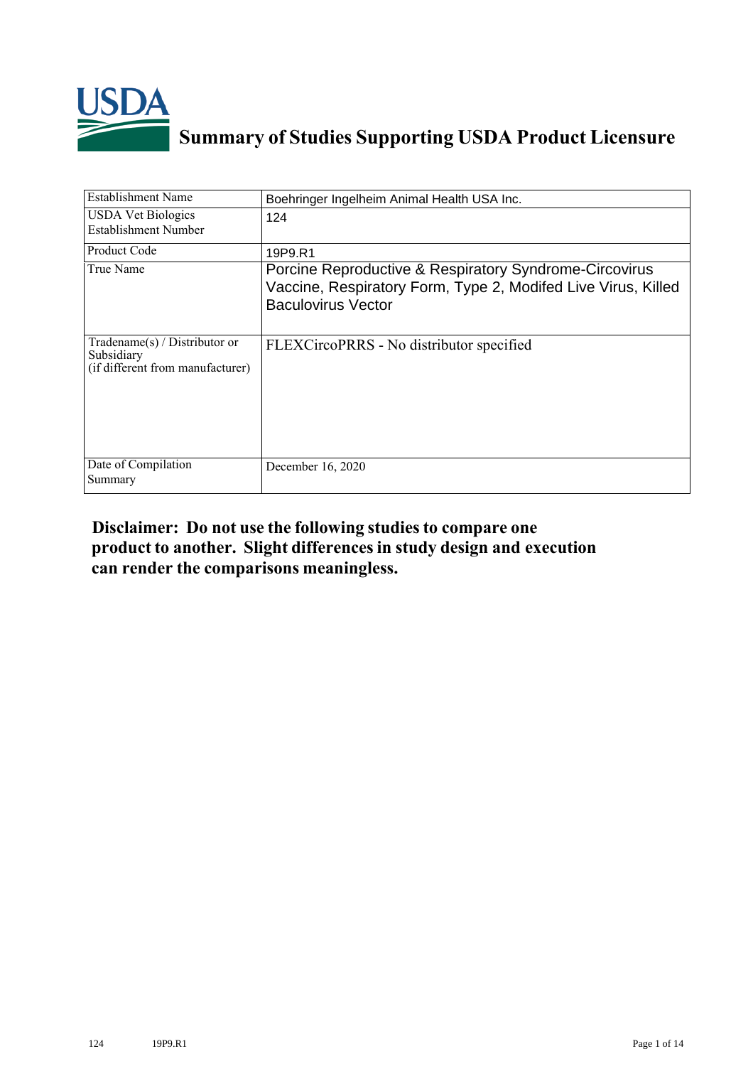USDA

# Summary of Studies Supporting USDA Product Licensure

| | |
|---|---|
| Establishment Name | Boehringer Ingelheim Animal Health USA Inc. |
| USDA Vet Biologics Establishment Number | 124 |
| Product Code | 19P9.R1 |
| True Name | Porcine Reproductive & Respiratory Syndrome-Circovirus Vaccine, Respiratory Form, Type 2, Modifed Live Virus, Killed Baculovirus Vector |
| Tradename(s) / Distributor or Subsidiary (if different from manufacturer) | FLEXCircoPRRS - No distributor specified |
| Date of Compilation Summary | December 16, 2020 |

**Disclaimer: Do not use the following studies to compare one product to another. Slight differences in study design and execution can render the comparisons meaningless.**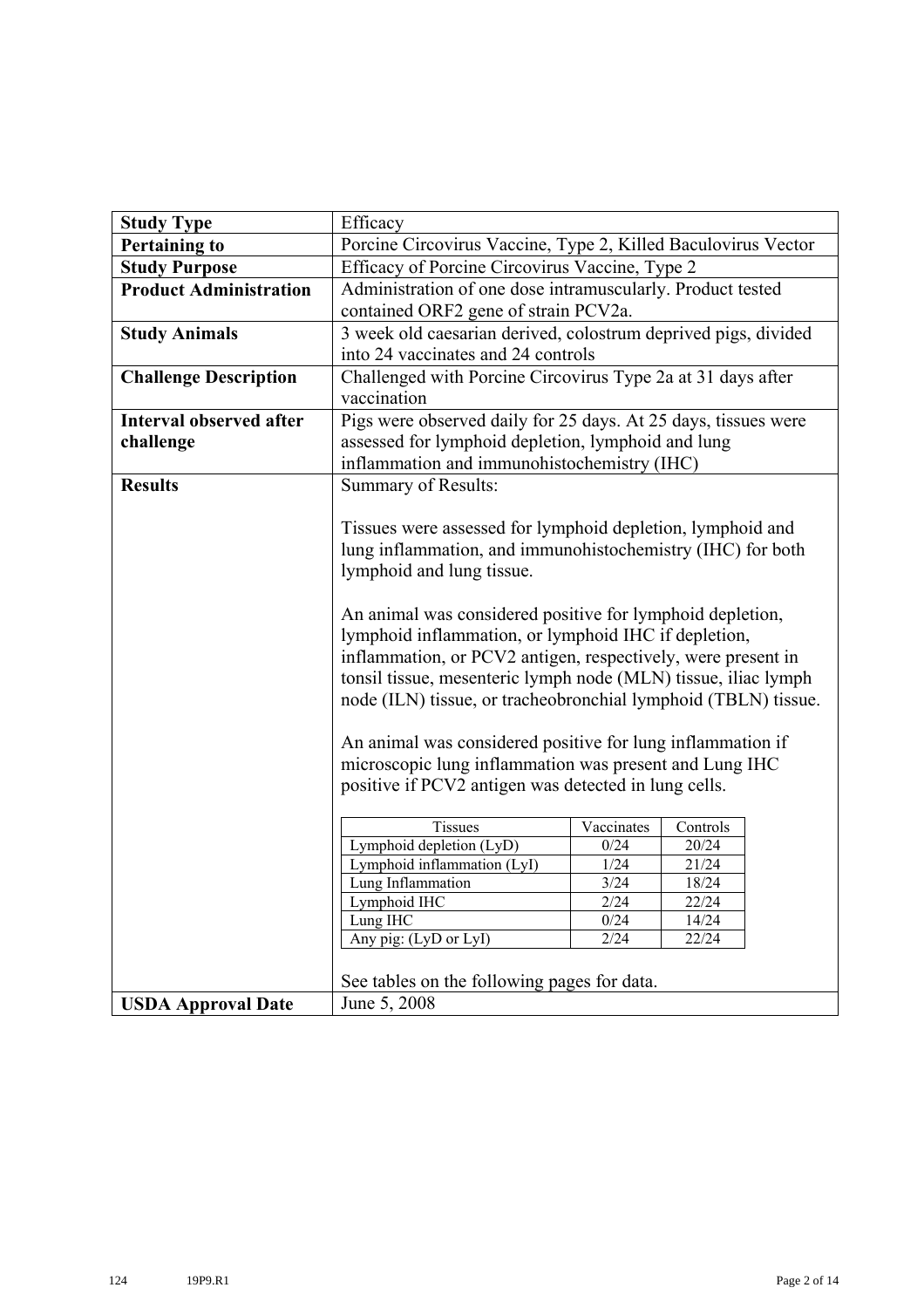| Study Type | Efficacy |
|---|---|
| **Pertaining to** | Porcine Circovirus Vaccine, Type 2, Killed Baculovirus Vector |
| **Study Purpose** | Efficacy of Porcine Circovirus Vaccine, Type 2 |
| **Product Administration** | Administration of one dose intramuscularly. Product tested contained ORF2 gene of strain PCV2a. |
| **Study Animals** | 3 week old caesarian derived, colostrum deprived pigs, divided into 24 vaccinates and 24 controls |
| **Challenge Description** | Challenged with Porcine Circovirus Type 2a at 31 days after vaccination |
| **Interval observed after challenge** | Pigs were observed daily for 25 days. At 25 days, tissues were assessed for lymphoid depletion, lymphoid and lung inflammation and immunohistochemistry (IHC) |
| **Results** | Summary of Results:<br><br>Tissues were assessed for lymphoid depletion, lymphoid and lung inflammation, and immunohistochemistry (IHC) for both lymphoid and lung tissue.<br><br>An animal was considered positive for lymphoid depletion, lymphoid inflammation, or lymphoid IHC if depletion, inflammation, or PCV2 antigen, respectively, were present in tonsil tissue, mesenteric lymph node (MLN) tissue, iliac lymph node (ILN) tissue, or tracheobronchial lymphoid (TBLN) tissue.<br><br>An animal was considered positive for lung inflammation if microscopic lung inflammation was present and Lung IHC positive if PCV2 antigen was detected in lung cells.<br><br>See tables on the following pages for data. |
| **USDA Approval Date** | June 5, 2008 |

| Tissues | Vaccinates | Controls |
|---|---|---|
| Lymphoid depletion (LyD) | 0/24 | 20/24 |
| Lymphoid inflammation (LyI) | 1/24 | 21/24 |
| Lung Inflammation | 3/24 | 18/24 |
| Lymphoid IHC | 2/24 | 22/24 |
| Lung IHC | 0/24 | 14/24 |
| Any pig: (LyD or LyI) | 2/24 | 22/24 |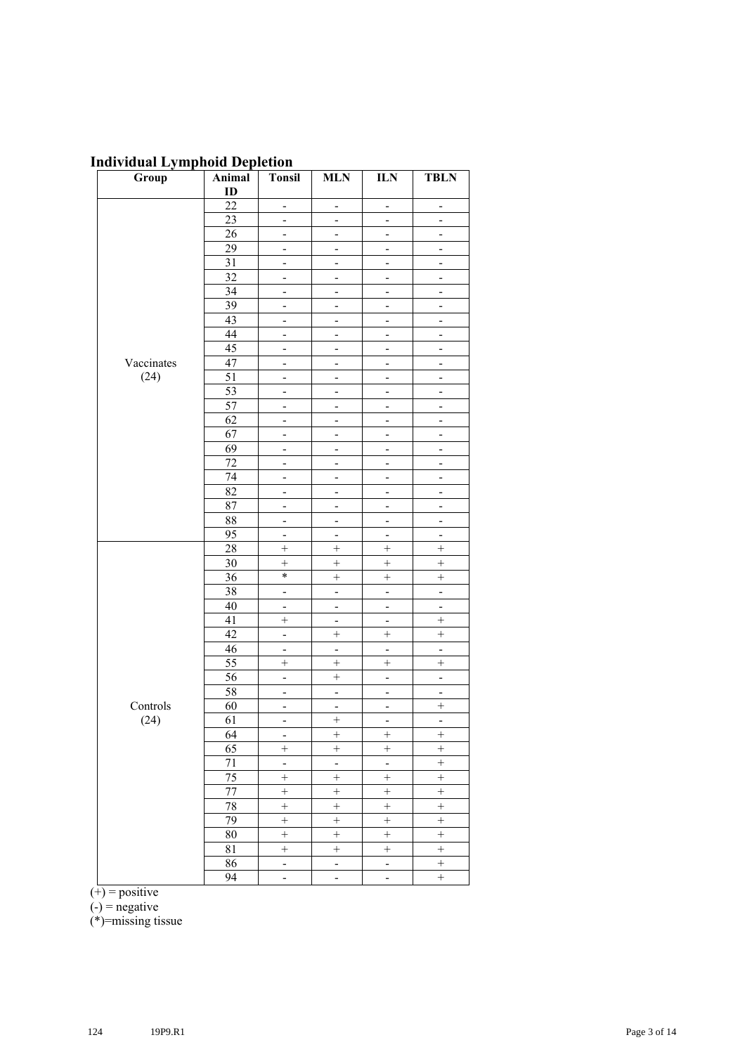## Individual Lymphoid Depletion

| Group | Animal ID | Tonsil | MLN | ILN | TBLN |
|---|---|---|---|---|---|
| Vaccinates (24) | 22 | - | - | - | - |
| | 23 | - | - | - | - |
| | 26 | - | - | - | - |
| | 29 | - | - | - | - |
| | 31 | - | - | - | - |
| | 32 | - | - | - | - |
| | 34 | - | - | - | - |
| | 39 | - | - | - | - |
| | 43 | - | - | - | - |
| | 44 | - | - | - | - |
| | 45 | - | - | - | - |
| | 47 | - | - | - | - |
| | 51 | - | - | - | - |
| | 53 | - | - | - | - |
| | 57 | - | - | - | - |
| | 62 | - | - | - | - |
| | 67 | - | - | - | - |
| | 69 | - | - | - | - |
| | 72 | - | - | - | - |
| | 74 | - | - | - | - |
| | 82 | - | - | - | - |
| | 87 | - | - | - | - |
| | 88 | - | - | - | - |
| | 95 | - | - | - | - |
| Controls (24) | 28 | + | + | + | + |
| | 30 | + | + | + | + |
| | 36 | * | + | + | + |
| | 38 | - | - | - | - |
| | 40 | - | - | - | - |
| | 41 | + | - | - | + |
| | 42 | - | + | + | + |
| | 46 | - | - | - | - |
| | 55 | + | + | + | + |
| | 56 | - | + | - | - |
| | 58 | - | - | - | - |
| | 60 | - | - | - | + |
| | 61 | - | + | - | - |
| | 64 | - | + | + | + |
| | 65 | + | + | + | + |
| | 71 | - | - | - | + |
| | 75 | + | + | + | + |
| | 77 | + | + | + | + |
| | 78 | + | + | + | + |
| | 79 | + | + | + | + |
| | 80 | + | + | + | + |
| | 81 | + | + | + | + |
| | 86 | - | - | - | + |
| | 94 | - | - | - | + |

(+) = positive
(-) = negative
(*)=missing tissue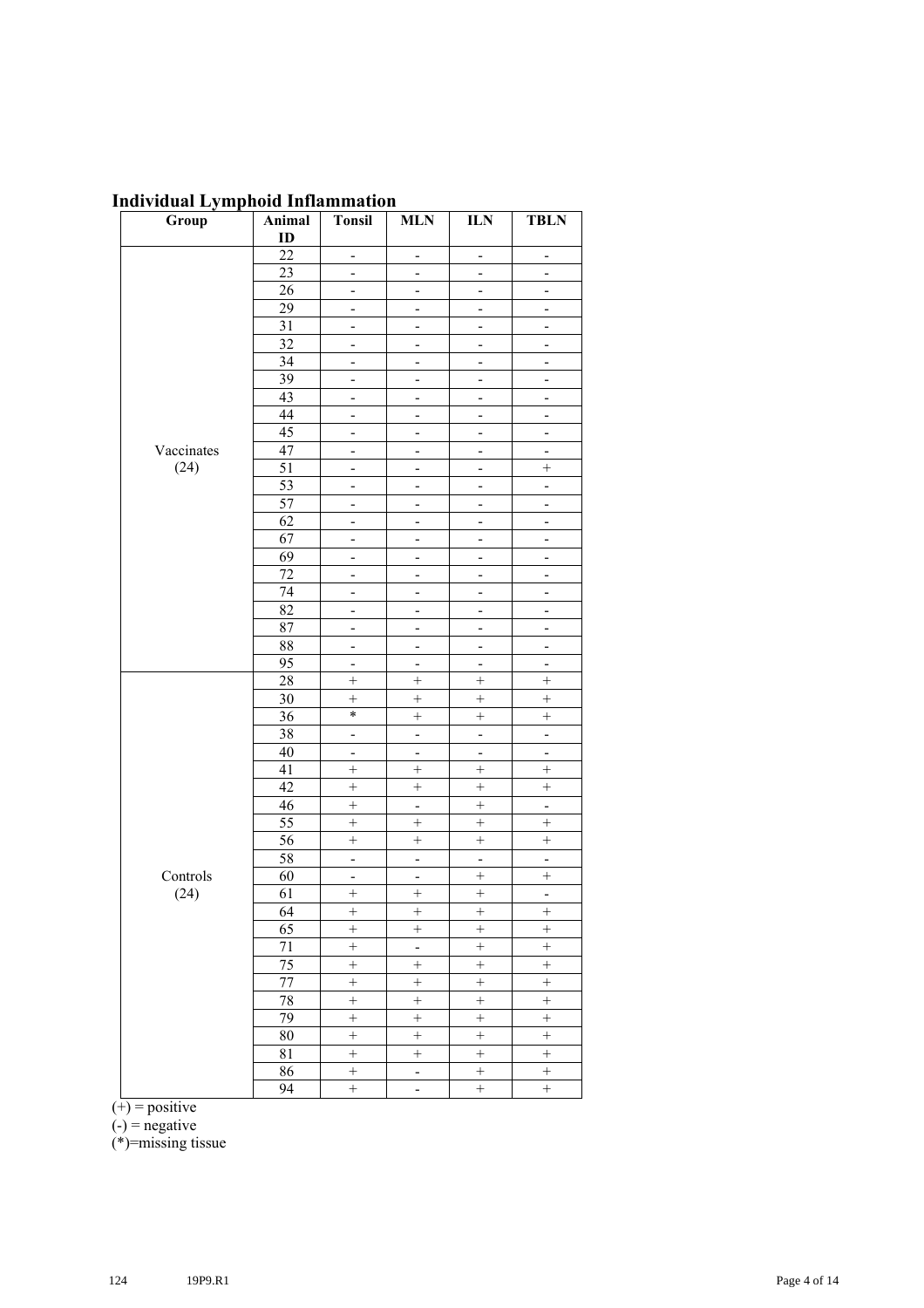## Individual Lymphoid Inflammation

| Group | Animal ID | Tonsil | MLN | ILN | TBLN |
|---|---|---|---|---|---|
| Vaccinates (24) | 22 | - | - | - | - |
| | 23 | - | - | - | - |
| | 26 | - | - | - | - |
| | 29 | - | - | - | - |
| | 31 | - | - | - | - |
| | 32 | - | - | - | - |
| | 34 | - | - | - | - |
| | 39 | - | - | - | - |
| | 43 | - | - | - | - |
| | 44 | - | - | - | - |
| | 45 | - | - | - | - |
| | 47 | - | - | - | - |
| | 51 | - | - | - | + |
| | 53 | - | - | - | - |
| | 57 | - | - | - | - |
| | 62 | - | - | - | - |
| | 67 | - | - | - | - |
| | 69 | - | - | - | - |
| | 72 | - | - | - | - |
| | 74 | - | - | - | - |
| | 82 | - | - | - | - |
| | 87 | - | - | - | - |
| | 88 | - | - | - | - |
| | 95 | - | - | - | - |
| Controls (24) | 28 | + | + | + | + |
| | 30 | + | + | + | + |
| | 36 | * | + | + | + |
| | 38 | - | - | - | - |
| | 40 | - | - | - | - |
| | 41 | + | + | + | + |
| | 42 | + | + | + | + |
| | 46 | + | - | + | - |
| | 55 | + | + | + | + |
| | 56 | + | + | + | + |
| | 58 | - | - | - | - |
| | 60 | - | - | + | + |
| | 61 | + | + | + | - |
| | 64 | + | + | + | + |
| | 65 | + | + | + | + |
| | 71 | + | - | + | + |
| | 75 | + | + | + | + |
| | 77 | + | + | + | + |
| | 78 | + | + | + | + |
| | 79 | + | + | + | + |
| | 80 | + | + | + | + |
| | 81 | + | + | + | + |
| | 86 | + | - | + | + |
| | 94 | + | - | + | + |

(+) = positive
(-) = negative
(*)=missing tissue

124 19P9.R1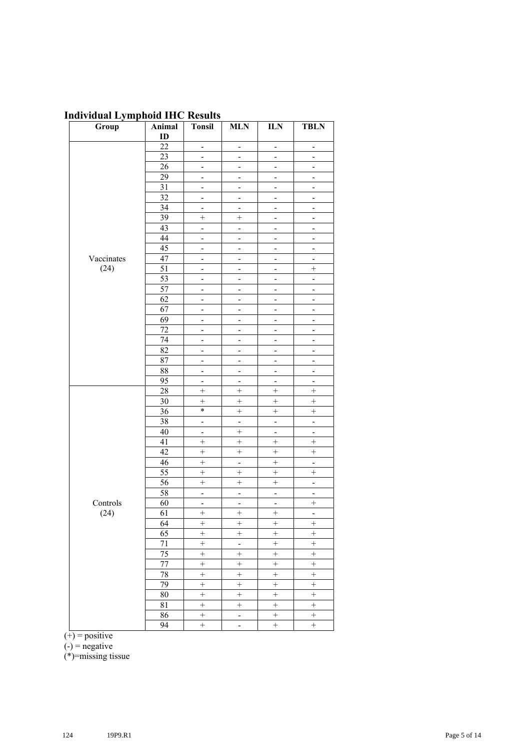## Individual Lymphoid IHC Results

| Group | Animal ID | Tonsil | MLN | ILN | TBLN |
|---|---|---|---|---|---|
| Vaccinates (24) | 22 | - | - | - | - |
| | 23 | - | - | - | - |
| | 26 | - | - | - | - |
| | 29 | - | - | - | - |
| | 31 | - | - | - | - |
| | 32 | - | - | - | - |
| | 34 | - | - | - | - |
| | 39 | + | + | - | - |
| | 43 | - | - | - | - |
| | 44 | - | - | - | - |
| | 45 | - | - | - | - |
| | 47 | - | - | - | - |
| | 51 | - | - | - | + |
| | 53 | - | - | - | - |
| | 57 | - | - | - | - |
| | 62 | - | - | - | - |
| | 67 | - | - | - | - |
| | 69 | - | - | - | - |
| | 72 | - | - | - | - |
| | 74 | - | - | - | - |
| | 82 | - | - | - | - |
| | 87 | - | - | - | - |
| | 88 | - | - | - | - |
| | 95 | - | - | - | - |
| Controls (24) | 28 | + | + | + | + |
| | 30 | + | + | + | + |
| | 36 | * | + | + | + |
| | 38 | - | - | - | - |
| | 40 | - | + | - | - |
| | 41 | + | + | + | + |
| | 42 | + | + | + | + |
| | 46 | + | - | + | - |
| | 55 | + | + | + | + |
| | 56 | + | + | + | - |
| | 58 | - | - | - | - |
| | 60 | - | - | - | + |
| | 61 | + | + | + | - |
| | 64 | + | + | + | + |
| | 65 | + | + | + | + |
| | 71 | + | - | + | + |
| | 75 | + | + | + | + |
| | 77 | + | + | + | + |
| | 78 | + | + | + | + |
| | 79 | + | + | + | + |
| | 80 | + | + | + | + |
| | 81 | + | + | + | + |
| | 86 | + | - | + | + |
| | 94 | + | - | + | + |

(+) = positive

(-) = negative

(*)=missing tissue

124 19P9.R1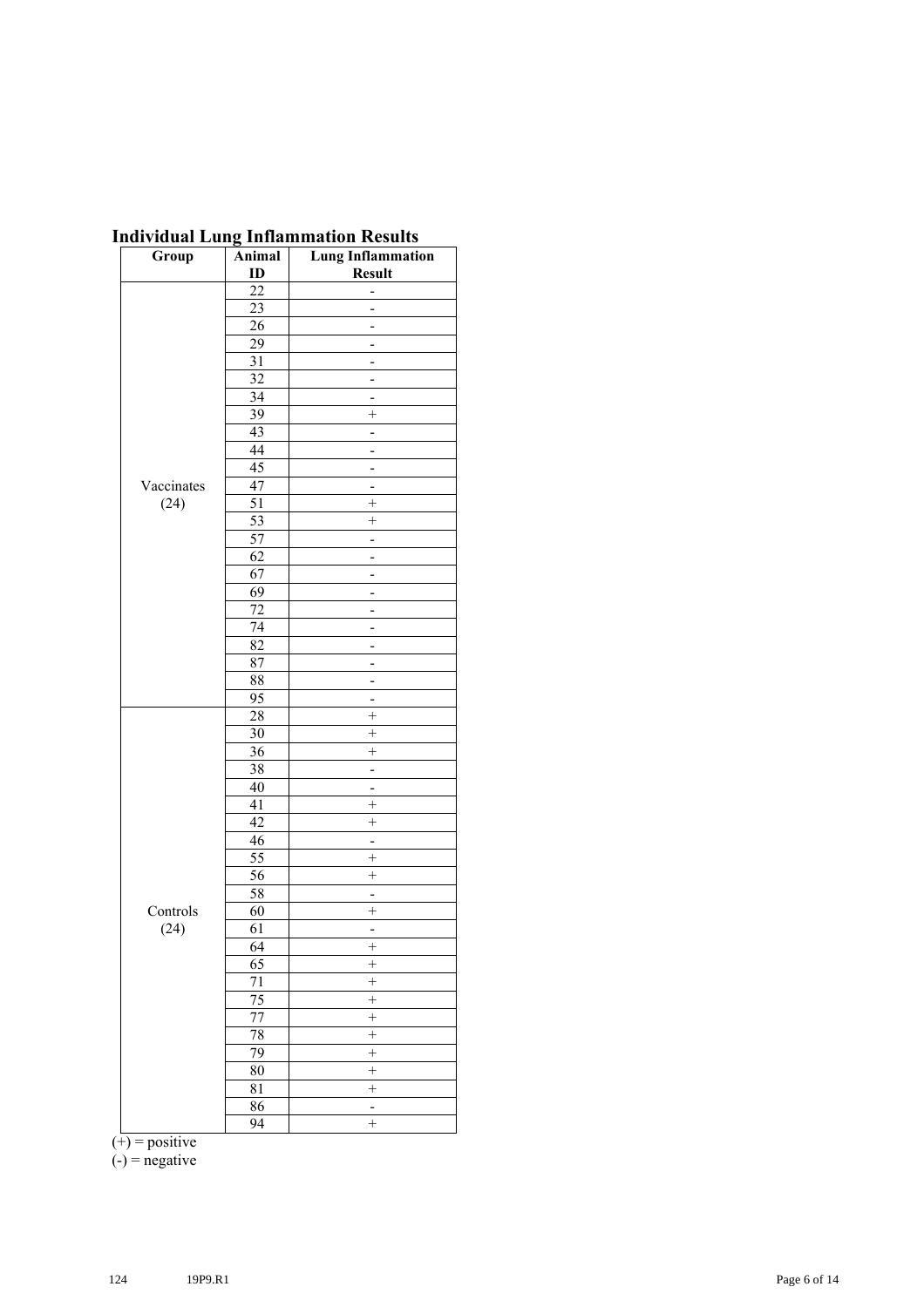## Individual Lung Inflammation Results

| Group | Animal ID | Lung Inflammation Result |
|---|---|---|
| Vaccinates (24) | 22 | - |
| | 23 | - |
| | 26 | - |
| | 29 | - |
| | 31 | - |
| | 32 | - |
| | 34 | - |
| | 39 | + |
| | 43 | - |
| | 44 | - |
| | 45 | - |
| | 47 | - |
| | 51 | + |
| | 53 | + |
| | 57 | - |
| | 62 | - |
| | 67 | - |
| | 69 | - |
| | 72 | - |
| | 74 | - |
| | 82 | - |
| | 87 | - |
| | 88 | - |
| | 95 | - |
| Controls (24) | 28 | + |
| | 30 | + |
| | 36 | + |
| | 38 | - |
| | 40 | - |
| | 41 | + |
| | 42 | + |
| | 46 | - |
| | 55 | + |
| | 56 | + |
| | 58 | - |
| | 60 | + |
| | 61 | - |
| | 64 | + |
| | 65 | + |
| | 71 | + |
| | 75 | + |
| | 77 | + |
| | 78 | + |
| | 79 | + |
| | 80 | + |
| | 81 | + |
| | 86 | - |
| | 94 | + |

(+) = positive
(-) = negative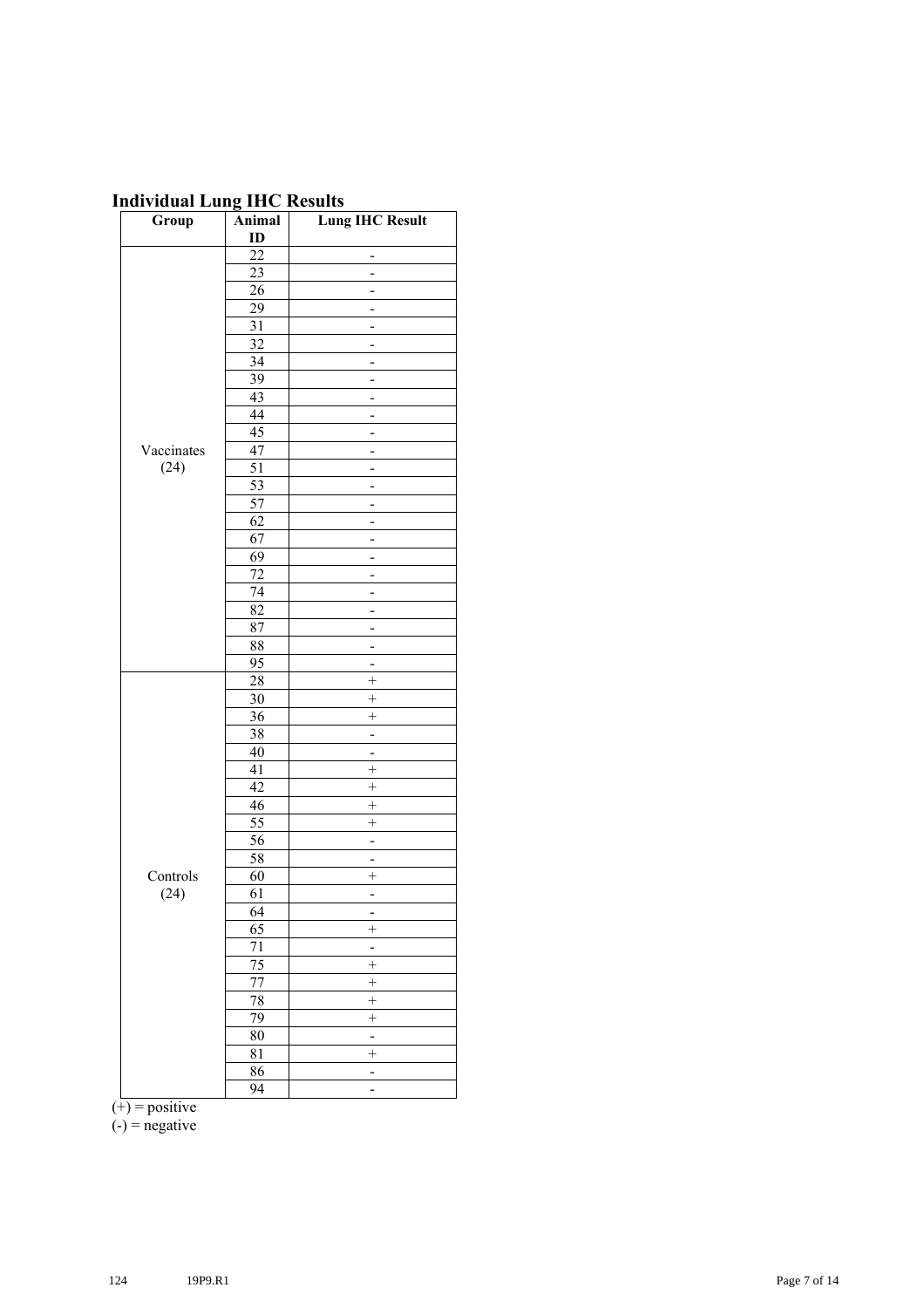## Individual Lung IHC Results

| Group | Animal ID | Lung IHC Result |
|---|---|---|
| Vaccinates (24) | 22 | - |
| | 23 | - |
| | 26 | - |
| | 29 | - |
| | 31 | - |
| | 32 | - |
| | 34 | - |
| | 39 | - |
| | 43 | - |
| | 44 | - |
| | 45 | - |
| | 47 | - |
| | 51 | - |
| | 53 | - |
| | 57 | - |
| | 62 | - |
| | 67 | - |
| | 69 | - |
| | 72 | - |
| | 74 | - |
| | 82 | - |
| | 87 | - |
| | 88 | - |
| | 95 | - |
| Controls (24) | 28 | + |
| | 30 | + |
| | 36 | + |
| | 38 | - |
| | 40 | - |
| | 41 | + |
| | 42 | + |
| | 46 | + |
| | 55 | + |
| | 56 | - |
| | 58 | - |
| | 60 | + |
| | 61 | - |
| | 64 | - |
| | 65 | + |
| | 71 | - |
| | 75 | + |
| | 77 | + |
| | 78 | + |
| | 79 | + |
| | 80 | - |
| | 81 | + |
| | 86 | - |
| | 94 | - |

(+) = positive
(-) = negative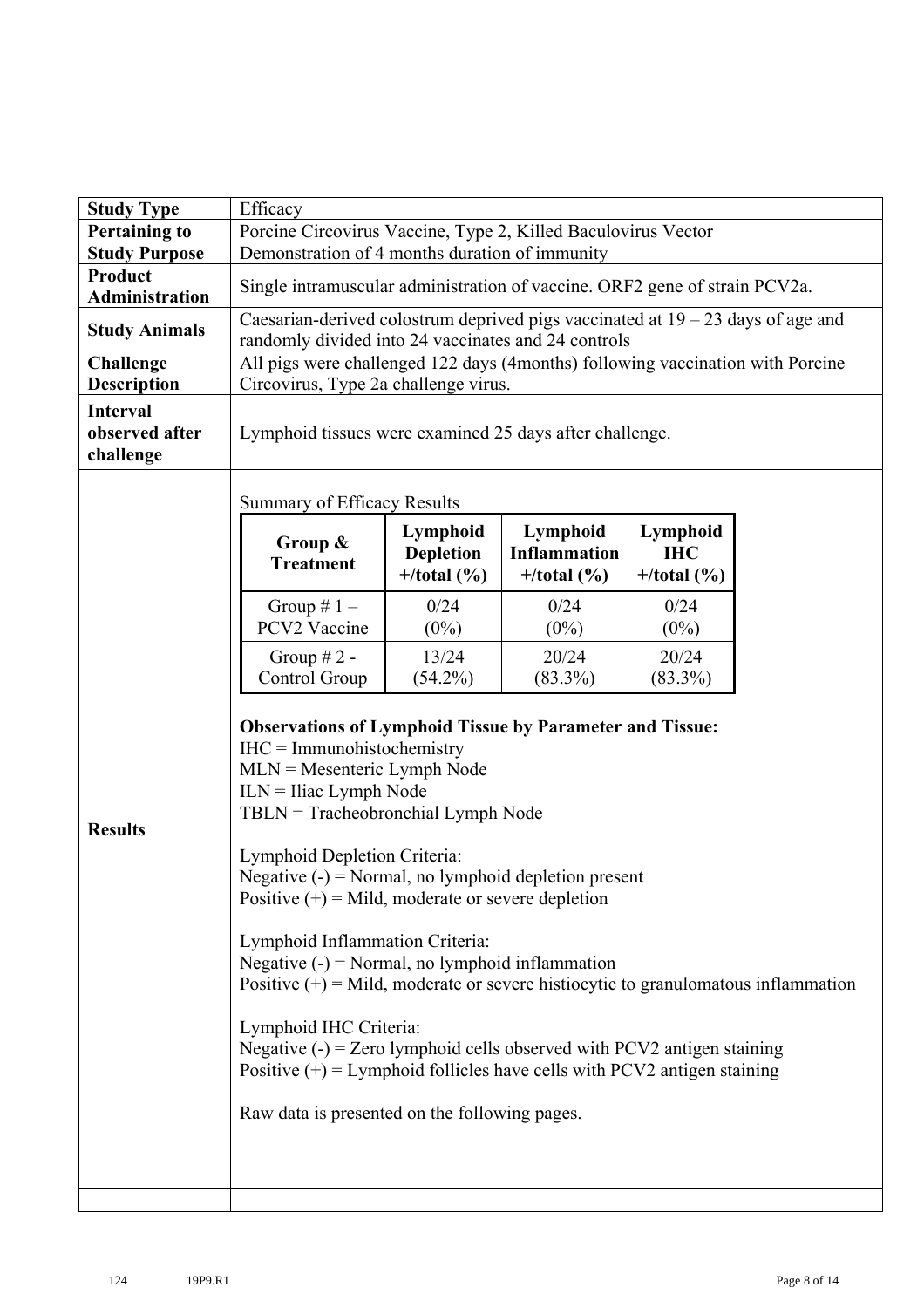| **Study Type** | Efficacy |
|---|---|
| **Pertaining to** | Porcine Circovirus Vaccine, Type 2, Killed Baculovirus Vector |
| **Study Purpose** | Demonstration of 4 months duration of immunity |
| **Product Administration** | Single intramuscular administration of vaccine. ORF2 gene of strain PCV2a. |
| **Study Animals** | Caesarian-derived colostrum deprived pigs vaccinated at 19 – 23 days of age and randomly divided into 24 vaccinates and 24 controls |
| **Challenge Description** | All pigs were challenged 122 days (4months) following vaccination with Porcine Circovirus, Type 2a challenge virus. |
| **Interval observed after challenge** | Lymphoid tissues were examined 25 days after challenge. |
| **Results** | See below |

Summary of Efficacy Results

| Group & Treatment | Lymphoid Depletion +/total (%) | Lymphoid Inflammation +/total (%) | Lymphoid IHC +/total (%) |
|---|---|---|---|
| Group # 1 – PCV2 Vaccine | 0/24 (0%) | 0/24 (0%) | 0/24 (0%) |
| Group # 2 - Control Group | 13/24 (54.2%) | 20/24 (83.3%) | 20/24 (83.3%) |

**Observations of Lymphoid Tissue by Parameter and Tissue:**

IHC = Immunohistochemistry
MLN = Mesenteric Lymph Node
ILN = Iliac Lymph Node
TBLN = Tracheobronchial Lymph Node

Lymphoid Depletion Criteria:
Negative (-) = Normal, no lymphoid depletion present
Positive (+) = Mild, moderate or severe depletion

Lymphoid Inflammation Criteria:
Negative (-) = Normal, no lymphoid inflammation
Positive (+) = Mild, moderate or severe histiocytic to granulomatous inflammation

Lymphoid IHC Criteria:
Negative (-) = Zero lymphoid cells observed with PCV2 antigen staining
Positive (+) = Lymphoid follicles have cells with PCV2 antigen staining

Raw data is presented on the following pages.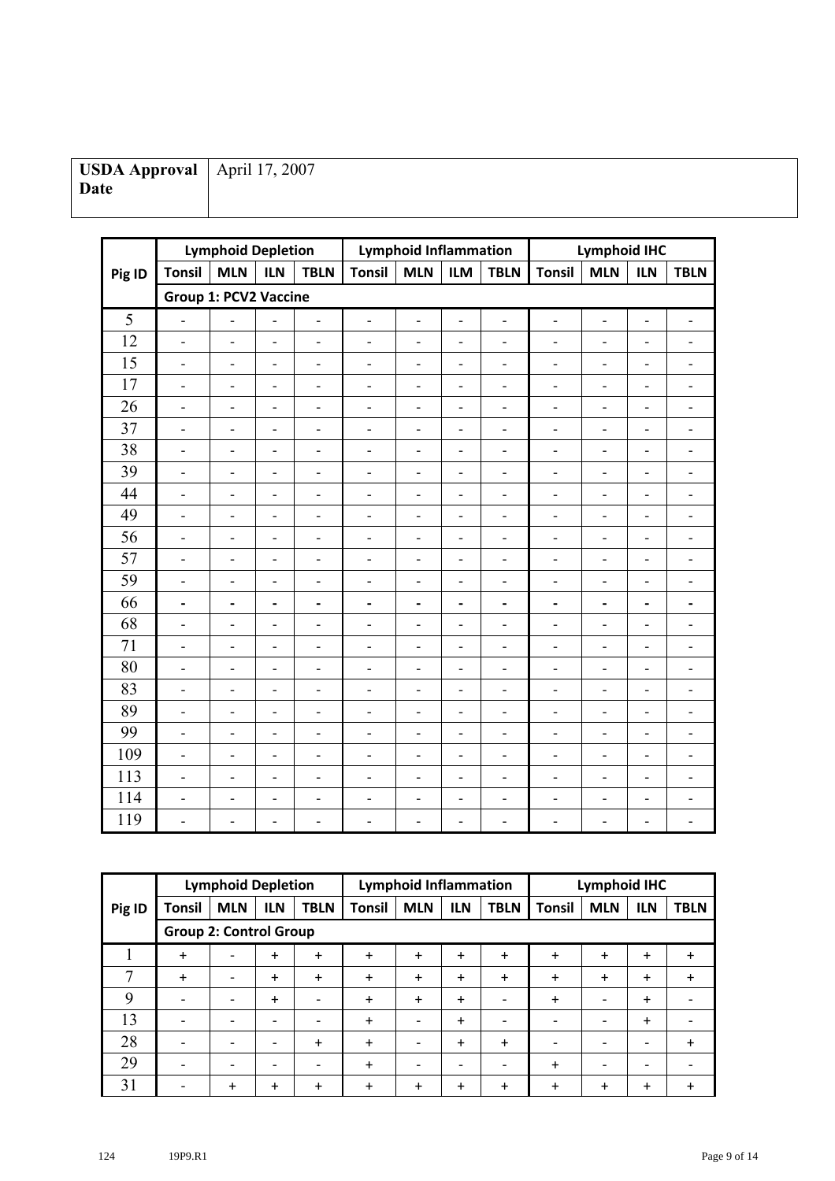| USDA Approval Date | April 17, 2007 |
|---|---|

| Pig ID | Lymphoid Depletion | | | | Lymphoid Inflammation | | | | Lymphoid IHC | | | |
|---|---|---|---|---|---|---|---|---|---|---|---|---|
| | Tonsil | MLN | ILN | TBLN | Tonsil | MLN | ILM | TBLN | Tonsil | MLN | ILN | TBLN |
| | Group 1: PCV2 Vaccine | | | | | | | | | | | |
| 5 | - | - | - | - | - | - | - | - | - | - | - | - |
| 12 | - | - | - | - | - | - | - | - | - | - | - | - |
| 15 | - | - | - | - | - | - | - | - | - | - | - | - |
| 17 | - | - | - | - | - | - | - | - | - | - | - | - |
| 26 | - | - | - | - | - | - | - | - | - | - | - | - |
| 37 | - | - | - | - | - | - | - | - | - | - | - | - |
| 38 | - | - | - | - | - | - | - | - | - | - | - | - |
| 39 | - | - | - | - | - | - | - | - | - | - | - | - |
| 44 | - | - | - | - | - | - | - | - | - | - | - | - |
| 49 | - | - | - | - | - | - | - | - | - | - | - | - |
| 56 | - | - | - | - | - | - | - | - | - | - | - | - |
| 57 | - | - | - | - | - | - | - | - | - | - | - | - |
| 59 | - | - | - | - | - | - | - | - | - | - | - | - |
| 66 | - | - | - | - | - | - | - | - | - | - | - | - |
| 68 | - | - | - | - | - | - | - | - | - | - | - | - |
| 71 | - | - | - | - | - | - | - | - | - | - | - | - |
| 80 | - | - | - | - | - | - | - | - | - | - | - | - |
| 83 | - | - | - | - | - | - | - | - | - | - | - | - |
| 89 | - | - | - | - | - | - | - | - | - | - | - | - |
| 99 | - | - | - | - | - | - | - | - | - | - | - | - |
| 109 | - | - | - | - | - | - | - | - | - | - | - | - |
| 113 | - | - | - | - | - | - | - | - | - | - | - | - |
| 114 | - | - | - | - | - | - | - | - | - | - | - | - |
| 119 | - | - | - | - | - | - | - | - | - | - | - | - |

| Pig ID | Lymphoid Depletion | | | | Lymphoid Inflammation | | | | Lymphoid IHC | | | |
|---|---|---|---|---|---|---|---|---|---|---|---|---|
| | Tonsil | MLN | ILN | TBLN | Tonsil | MLN | ILN | TBLN | Tonsil | MLN | ILN | TBLN |
| | Group 2: Control Group | | | | | | | | | | | |
| 1 | + | - | + | + | + | + | + | + | + | + | + | + |
| 7 | + | - | + | + | + | + | + | + | + | + | + | + |
| 9 | - | - | + | - | + | + | + | - | + | - | + | - |
| 13 | - | - | - | - | + | - | + | - | - | - | + | - |
| 28 | - | - | - | + | + | - | + | + | - | - | - | + |
| 29 | - | - | - | - | + | - | - | - | + | - | - | - |
| 31 | - | + | + | + | + | + | + | + | + | + | + | + |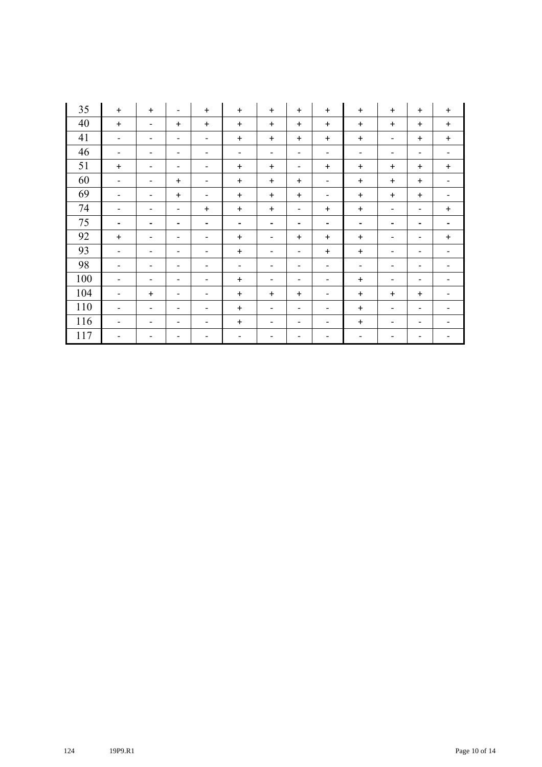| 35 | + | + | - | + | + | + | + | + | + | + | + | + |
|---|---|---|---|---|---|---|---|---|---|---|---|---|
| 40 | + | - | + | + | + | + | + | + | + | + | + | + |
| 41 | - | - | - | - | + | + | + | + | + | - | + | + |
| 46 | - | - | - | - | - | - | - | - | - | - | - | - |
| 51 | + | - | - | - | + | + | - | + | + | + | + | + |
| 60 | - | - | + | - | + | + | + | - | + | + | + | - |
| 69 | - | - | + | - | + | + | + | - | + | + | + | - |
| 74 | - | - | - | + | + | + | - | + | + | - | - | + |
| 75 | - | - | - | - | - | - | - | - | - | - | - | - |
| 92 | + | - | - | - | + | - | + | + | + | - | - | + |
| 93 | - | - | - | - | + | - | - | + | + | - | - | - |
| 98 | - | - | - | - | - | - | - | - | - | - | - | - |
| 100 | - | - | - | - | + | - | - | - | + | - | - | - |
| 104 | - | + | - | - | + | + | + | - | + | + | + | - |
| 110 | - | - | - | - | + | - | - | - | + | - | - | - |
| 116 | - | - | - | - | + | - | - | - | + | - | - | - |
| 117 | - | - | - | - | - | - | - | - | - | - | - | - |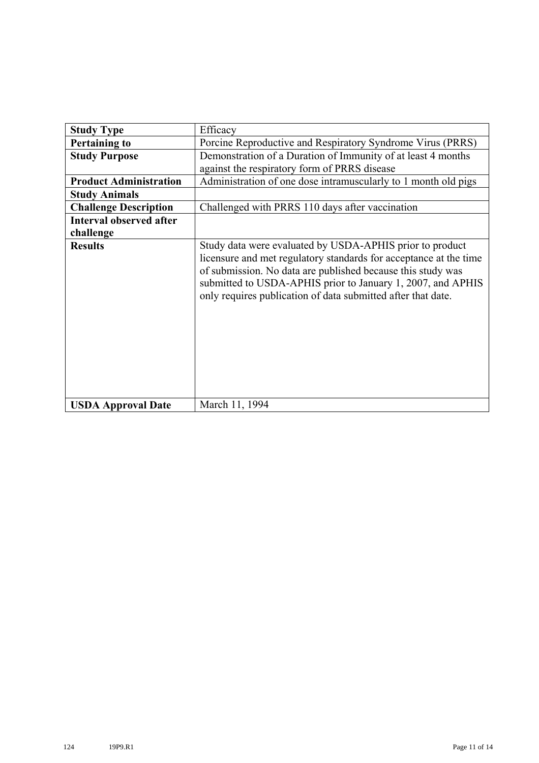| Study Type | Efficacy |
|---|---|
| **Pertaining to** | Porcine Reproductive and Respiratory Syndrome Virus (PRRS) |
| **Study Purpose** | Demonstration of a Duration of Immunity of at least 4 months against the respiratory form of PRRS disease |
| **Product Administration** | Administration of one dose intramuscularly to 1 month old pigs |
| **Study Animals** | |
| **Challenge Description** | Challenged with PRRS 110 days after vaccination |
| **Interval observed after challenge** | |
| **Results** | Study data were evaluated by USDA-APHIS prior to product licensure and met regulatory standards for acceptance at the time of submission. No data are published because this study was submitted to USDA-APHIS prior to January 1, 2007, and APHIS only requires publication of data submitted after that date. |
| **USDA Approval Date** | March 11, 1994 |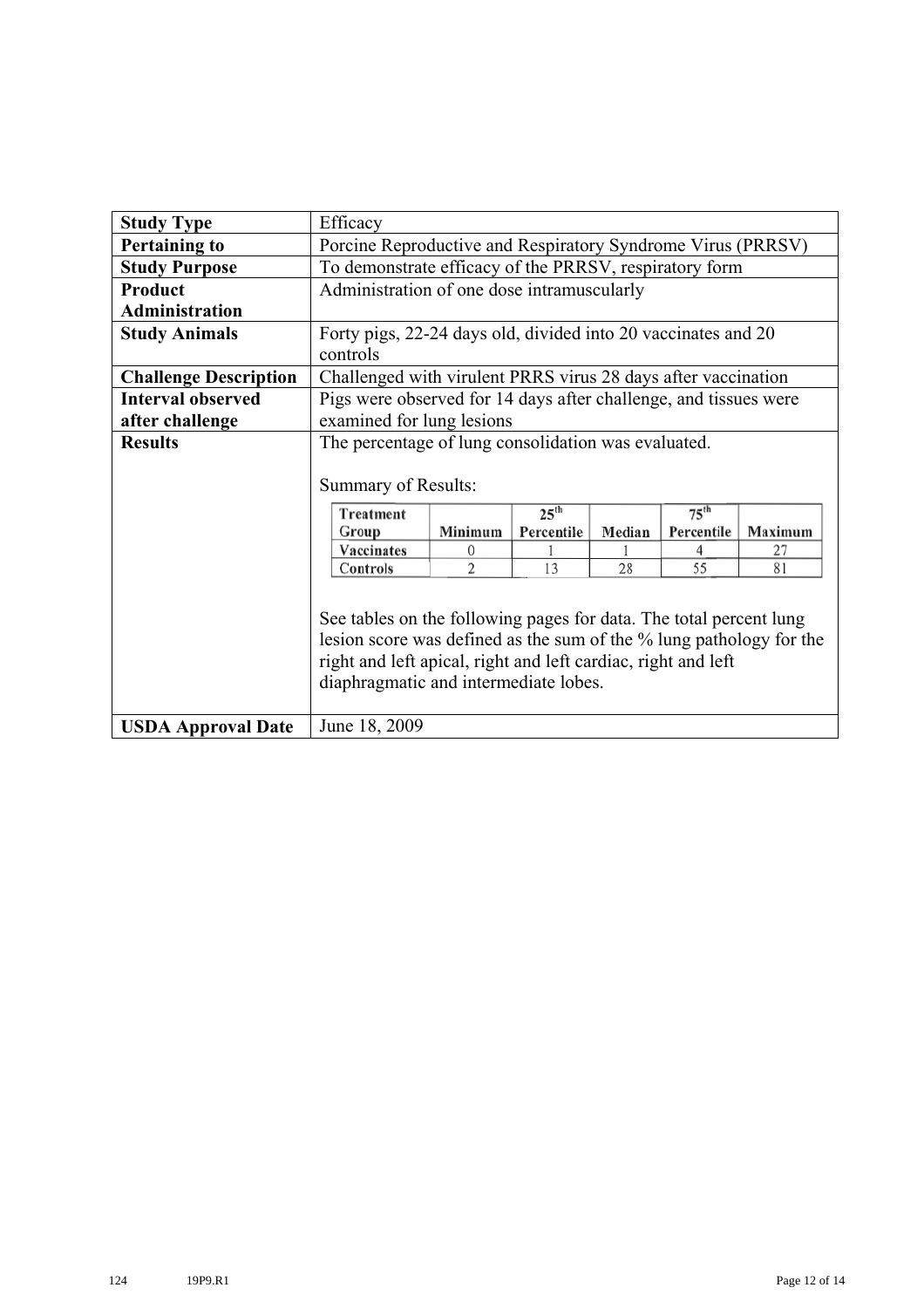| Study Type | Efficacy |
|---|---|
| **Pertaining to** | Porcine Reproductive and Respiratory Syndrome Virus (PRRSV) |
| **Study Purpose** | To demonstrate efficacy of the PRRSV, respiratory form |
| **Product Administration** | Administration of one dose intramuscularly |
| **Study Animals** | Forty pigs, 22-24 days old, divided into 20 vaccinates and 20 controls |
| **Challenge Description** | Challenged with virulent PRRS virus 28 days after vaccination |
| **Interval observed after challenge** | Pigs were observed for 14 days after challenge, and tissues were examined for lung lesions |
| **Results** | The percentage of lung consolidation was evaluated.<br><br>Summary of Results:<br><br>(see table below)<br><br>See tables on the following pages for data. The total percent lung lesion score was defined as the sum of the % lung pathology for the right and left apical, right and left cardiac, right and left diaphragmatic and intermediate lobes. |
| **USDA Approval Date** | June 18, 2009 |

| Treatment Group | Minimum | 25th Percentile | Median | 75th Percentile | Maximum |
|---|---|---|---|---|---|
| Vaccinates | 0 | 1 | 1 | 4 | 27 |
| Controls | 2 | 13 | 28 | 55 | 81 |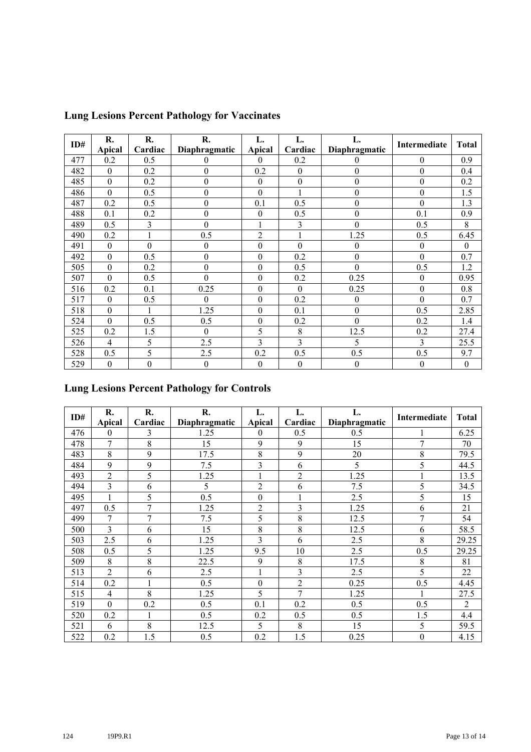## Lung Lesions Percent Pathology for Vaccinates

| ID# | R. Apical | R. Cardiac | R. Diaphragmatic | L. Apical | L. Cardiac | L. Diaphragmatic | Intermediate | Total |
|---|---|---|---|---|---|---|---|---|
| 477 | 0.2 | 0.5 | 0 | 0 | 0.2 | 0 | 0 | 0.9 |
| 482 | 0 | 0.2 | 0 | 0.2 | 0 | 0 | 0 | 0.4 |
| 485 | 0 | 0.2 | 0 | 0 | 0 | 0 | 0 | 0.2 |
| 486 | 0 | 0.5 | 0 | 0 | 1 | 0 | 0 | 1.5 |
| 487 | 0.2 | 0.5 | 0 | 0.1 | 0.5 | 0 | 0 | 1.3 |
| 488 | 0.1 | 0.2 | 0 | 0 | 0.5 | 0 | 0.1 | 0.9 |
| 489 | 0.5 | 3 | 0 | 1 | 3 | 0 | 0.5 | 8 |
| 490 | 0.2 | 1 | 0.5 | 2 | 1 | 1.25 | 0.5 | 6.45 |
| 491 | 0 | 0 | 0 | 0 | 0 | 0 | 0 | 0 |
| 492 | 0 | 0.5 | 0 | 0 | 0.2 | 0 | 0 | 0.7 |
| 505 | 0 | 0.2 | 0 | 0 | 0.5 | 0 | 0.5 | 1.2 |
| 507 | 0 | 0.5 | 0 | 0 | 0.2 | 0.25 | 0 | 0.95 |
| 516 | 0.2 | 0.1 | 0.25 | 0 | 0 | 0.25 | 0 | 0.8 |
| 517 | 0 | 0.5 | 0 | 0 | 0.2 | 0 | 0 | 0.7 |
| 518 | 0 | 1 | 1.25 | 0 | 0.1 | 0 | 0.5 | 2.85 |
| 524 | 0 | 0.5 | 0.5 | 0 | 0.2 | 0 | 0.2 | 1.4 |
| 525 | 0.2 | 1.5 | 0 | 5 | 8 | 12.5 | 0.2 | 27.4 |
| 526 | 4 | 5 | 2.5 | 3 | 3 | 5 | 3 | 25.5 |
| 528 | 0.5 | 5 | 2.5 | 0.2 | 0.5 | 0.5 | 0.5 | 9.7 |
| 529 | 0 | 0 | 0 | 0 | 0 | 0 | 0 | 0 |

## Lung Lesions Percent Pathology for Controls

| ID# | R. Apical | R. Cardiac | R. Diaphragmatic | L. Apical | L. Cardiac | L. Diaphragmatic | Intermediate | Total |
|---|---|---|---|---|---|---|---|---|
| 476 | 0 | 3 | 1.25 | 0 | 0.5 | 0.5 | 1 | 6.25 |
| 478 | 7 | 8 | 15 | 9 | 9 | 15 | 7 | 70 |
| 483 | 8 | 9 | 17.5 | 8 | 9 | 20 | 8 | 79.5 |
| 484 | 9 | 9 | 7.5 | 3 | 6 | 5 | 5 | 44.5 |
| 493 | 2 | 5 | 1.25 | 1 | 2 | 1.25 | 1 | 13.5 |
| 494 | 3 | 6 | 5 | 2 | 6 | 7.5 | 5 | 34.5 |
| 495 | 1 | 5 | 0.5 | 0 | 1 | 2.5 | 5 | 15 |
| 497 | 0.5 | 7 | 1.25 | 2 | 3 | 1.25 | 6 | 21 |
| 499 | 7 | 7 | 7.5 | 5 | 8 | 12.5 | 7 | 54 |
| 500 | 3 | 6 | 15 | 8 | 8 | 12.5 | 6 | 58.5 |
| 503 | 2.5 | 6 | 1.25 | 3 | 6 | 2.5 | 8 | 29.25 |
| 508 | 0.5 | 5 | 1.25 | 9.5 | 10 | 2.5 | 0.5 | 29.25 |
| 509 | 8 | 8 | 22.5 | 9 | 8 | 17.5 | 8 | 81 |
| 513 | 2 | 6 | 2.5 | 1 | 3 | 2.5 | 5 | 22 |
| 514 | 0.2 | 1 | 0.5 | 0 | 2 | 0.25 | 0.5 | 4.45 |
| 515 | 4 | 8 | 1.25 | 5 | 7 | 1.25 | 1 | 27.5 |
| 519 | 0 | 0.2 | 0.5 | 0.1 | 0.2 | 0.5 | 0.5 | 2 |
| 520 | 0.2 | 1 | 0.5 | 0.2 | 0.5 | 0.5 | 1.5 | 4.4 |
| 521 | 6 | 8 | 12.5 | 5 | 8 | 15 | 5 | 59.5 |
| 522 | 0.2 | 1.5 | 0.5 | 0.2 | 1.5 | 0.25 | 0 | 4.15 |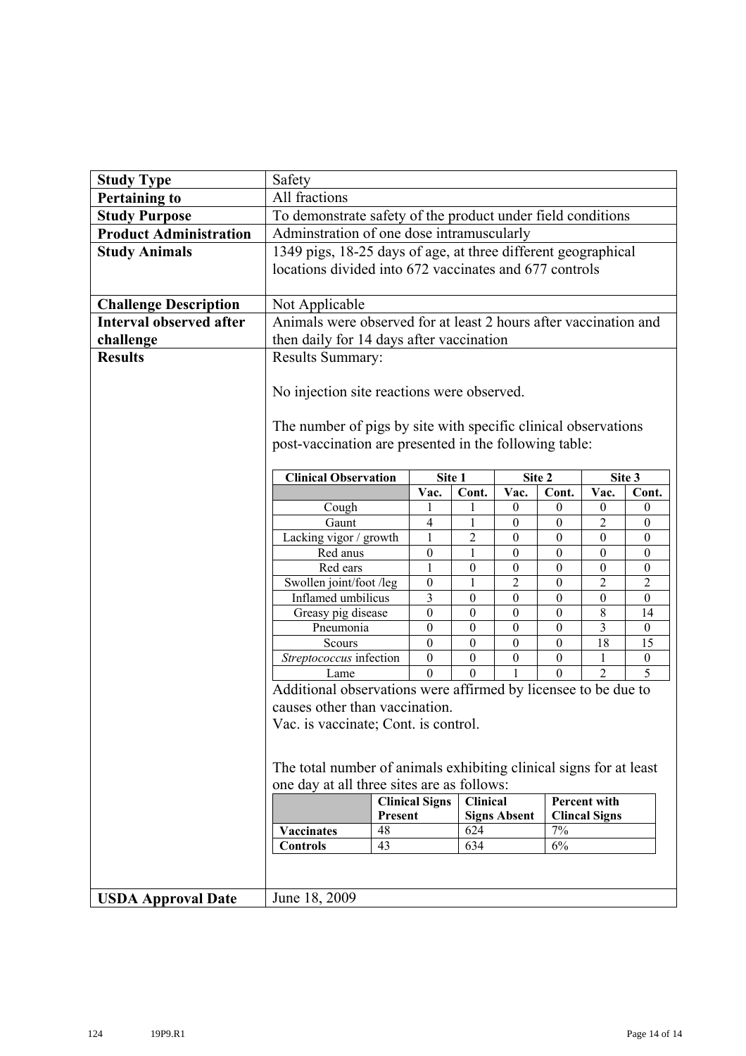| | |
|---|---|
| **Study Type** | Safety |
| **Pertaining to** | All fractions |
| **Study Purpose** | To demonstrate safety of the product under field conditions |
| **Product Administration** | Adminstration of one dose intramuscularly |
| **Study Animals** | 1349 pigs, 18-25 days of age, at three different geographical locations divided into 672 vaccinates and 677 controls |
| **Challenge Description** | Not Applicable |
| **Interval observed after challenge** | Animals were observed for at least 2 hours after vaccination and then daily for 14 days after vaccination |
| **Results** | Results Summary: No injection site reactions were observed. The number of pigs by site with specific clinical observations post-vaccination are presented in the following table: |

| Clinical Observation | Site 1 | | Site 2 | | Site 3 | |
|---|---|---|---|---|---|---|
| | Vac. | Cont. | Vac. | Cont. | Vac. | Cont. |
| Cough | 1 | 1 | 0 | 0 | 0 | 0 |
| Gaunt | 4 | 1 | 0 | 0 | 2 | 0 |
| Lacking vigor / growth | 1 | 2 | 0 | 0 | 0 | 0 |
| Red anus | 0 | 1 | 0 | 0 | 0 | 0 |
| Red ears | 1 | 0 | 0 | 0 | 0 | 0 |
| Swollen joint/foot /leg | 0 | 1 | 2 | 0 | 2 | 2 |
| Inflamed umbilicus | 3 | 0 | 0 | 0 | 0 | 0 |
| Greasy pig disease | 0 | 0 | 0 | 0 | 8 | 14 |
| Pneumonia | 0 | 0 | 0 | 0 | 3 | 0 |
| Scours | 0 | 0 | 0 | 0 | 18 | 15 |
| *Streptococcus* infection | 0 | 0 | 0 | 0 | 1 | 0 |
| Lame | 0 | 0 | 1 | 0 | 2 | 5 |

Additional observations were affirmed by licensee to be due to causes other than vaccination.
Vac. is vaccinate; Cont. is control.

The total number of animals exhibiting clinical signs for at least one day at all three sites are as follows:

| | Clinical Signs Present | Clinical Signs Absent | Percent with Clincal Signs |
|---|---|---|---|
| **Vaccinates** | 48 | 624 | 7% |
| **Controls** | 43 | 634 | 6% |

| | |
|---|---|
| **USDA Approval Date** | June 18, 2009 |